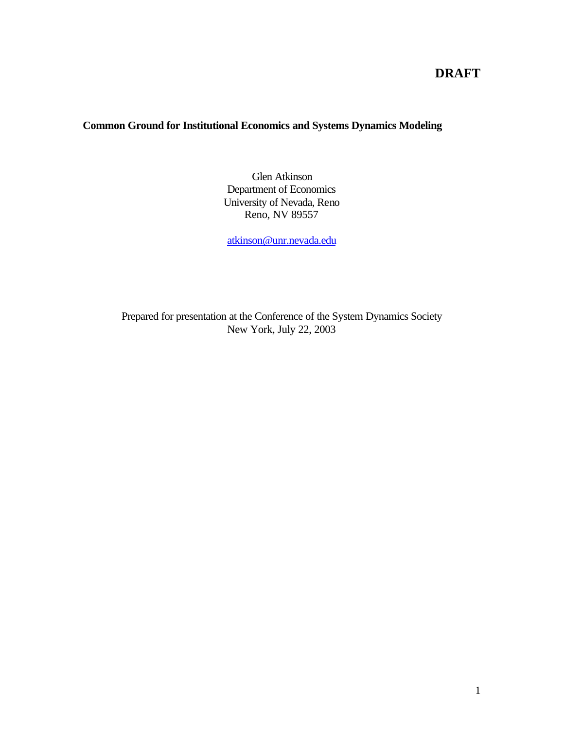**DRAFT**

# Common Ground for Institutional Economics and Systems Dynamics Modeling

Glen Atkinson
Department of Economics
University of Nevada, Reno
Reno, NV 89557

atkinson@unr.nevada.edu

Prepared for presentation at the Conference of the System Dynamics Society
New York, July 22, 2003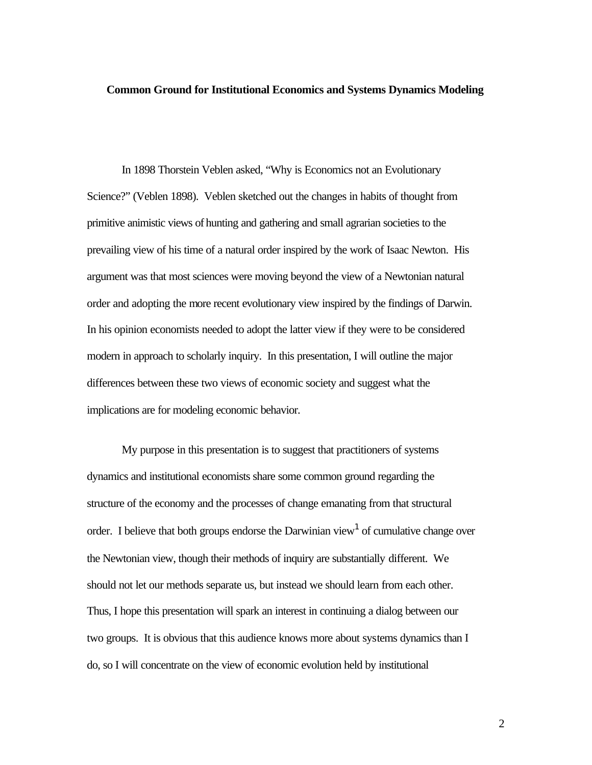**Common Ground for Institutional Economics and Systems Dynamics Modeling**

In 1898 Thorstein Veblen asked, "Why is Economics not an Evolutionary Science?" (Veblen 1898). Veblen sketched out the changes in habits of thought from primitive animistic views of hunting and gathering and small agrarian societies to the prevailing view of his time of a natural order inspired by the work of Isaac Newton. His argument was that most sciences were moving beyond the view of a Newtonian natural order and adopting the more recent evolutionary view inspired by the findings of Darwin. In his opinion economists needed to adopt the latter view if they were to be considered modern in approach to scholarly inquiry. In this presentation, I will outline the major differences between these two views of economic society and suggest what the implications are for modeling economic behavior.

My purpose in this presentation is to suggest that practitioners of systems dynamics and institutional economists share some common ground regarding the structure of the economy and the processes of change emanating from that structural order. I believe that both groups endorse the Darwinian view[1] of cumulative change over the Newtonian view, though their methods of inquiry are substantially different. We should not let our methods separate us, but instead we should learn from each other. Thus, I hope this presentation will spark an interest in continuing a dialog between our two groups. It is obvious that this audience knows more about systems dynamics than I do, so I will concentrate on the view of economic evolution held by institutional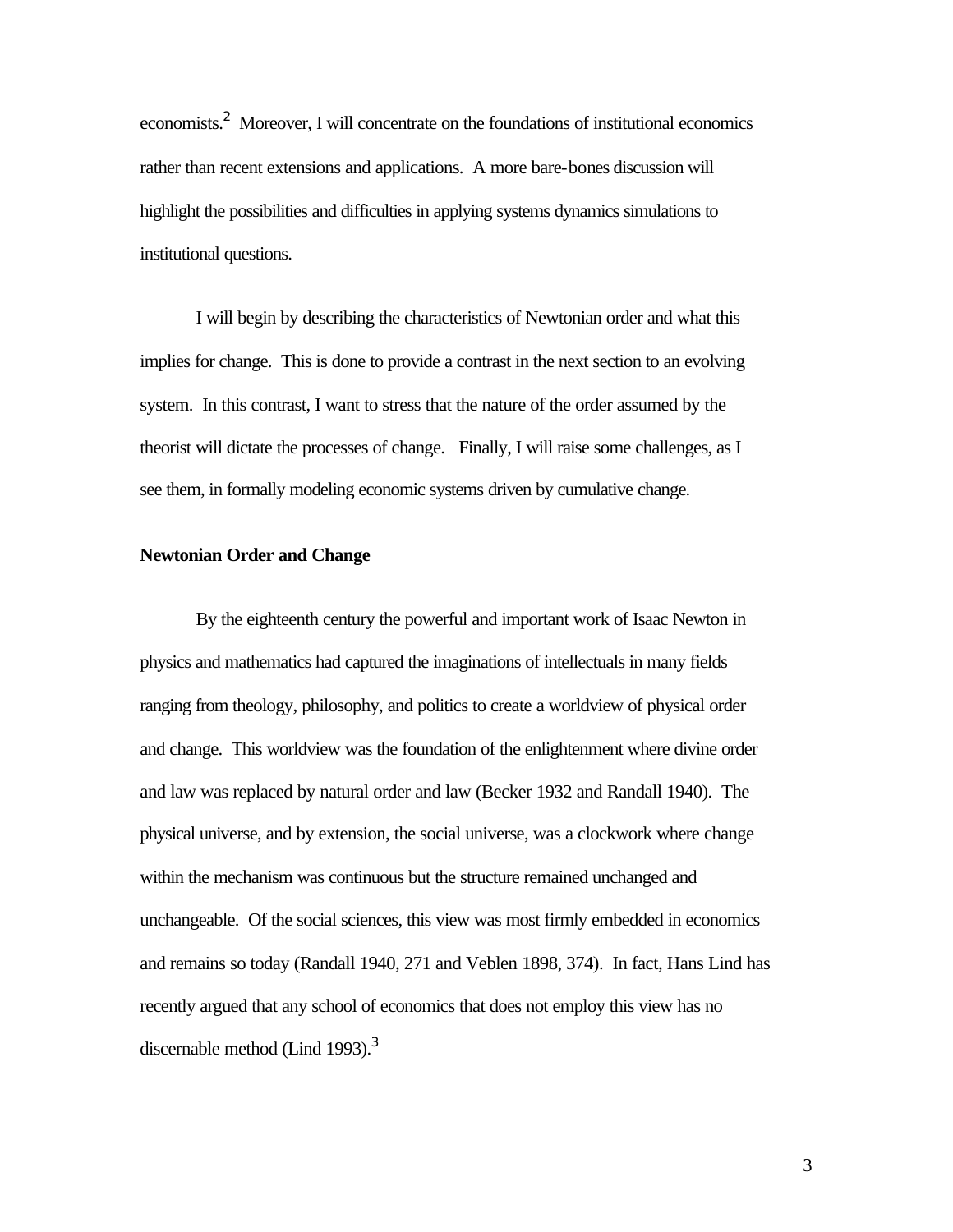economists.[2] Moreover, I will concentrate on the foundations of institutional economics rather than recent extensions and applications. A more bare-bones discussion will highlight the possibilities and difficulties in applying systems dynamics simulations to institutional questions.

I will begin by describing the characteristics of Newtonian order and what this implies for change. This is done to provide a contrast in the next section to an evolving system. In this contrast, I want to stress that the nature of the order assumed by the theorist will dictate the processes of change. Finally, I will raise some challenges, as I see them, in formally modeling economic systems driven by cumulative change.

**Newtonian Order and Change**

By the eighteenth century the powerful and important work of Isaac Newton in physics and mathematics had captured the imaginations of intellectuals in many fields ranging from theology, philosophy, and politics to create a worldview of physical order and change. This worldview was the foundation of the enlightenment where divine order and law was replaced by natural order and law (Becker 1932 and Randall 1940). The physical universe, and by extension, the social universe, was a clockwork where change within the mechanism was continuous but the structure remained unchanged and unchangeable. Of the social sciences, this view was most firmly embedded in economics and remains so today (Randall 1940, 271 and Veblen 1898, 374). In fact, Hans Lind has recently argued that any school of economics that does not employ this view has no discernable method (Lind 1993).[3]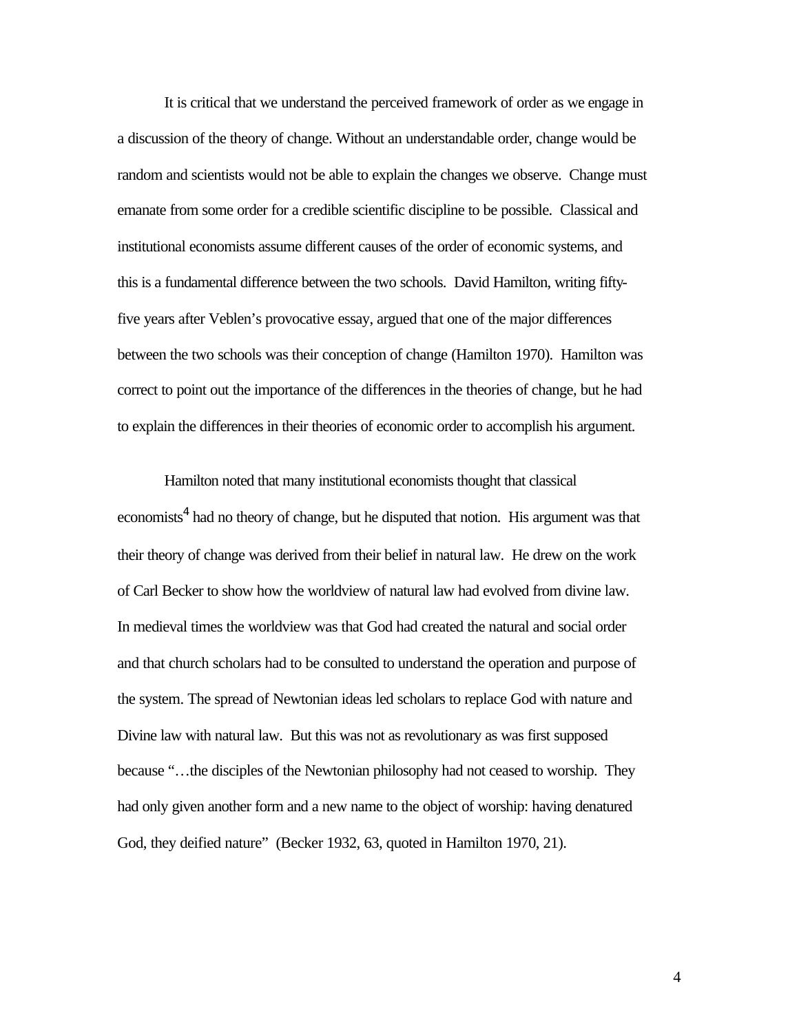It is critical that we understand the perceived framework of order as we engage in a discussion of the theory of change. Without an understandable order, change would be random and scientists would not be able to explain the changes we observe. Change must emanate from some order for a credible scientific discipline to be possible. Classical and institutional economists assume different causes of the order of economic systems, and this is a fundamental difference between the two schools. David Hamilton, writing fifty-five years after Veblen's provocative essay, argued that one of the major differences between the two schools was their conception of change (Hamilton 1970). Hamilton was correct to point out the importance of the differences in the theories of change, but he had to explain the differences in their theories of economic order to accomplish his argument.

Hamilton noted that many institutional economists thought that classical economists[4] had no theory of change, but he disputed that notion. His argument was that their theory of change was derived from their belief in natural law. He drew on the work of Carl Becker to show how the worldview of natural law had evolved from divine law. In medieval times the worldview was that God had created the natural and social order and that church scholars had to be consulted to understand the operation and purpose of the system. The spread of Newtonian ideas led scholars to replace God with nature and Divine law with natural law. But this was not as revolutionary as was first supposed because "…the disciples of the Newtonian philosophy had not ceased to worship. They had only given another form and a new name to the object of worship: having denatured God, they deified nature" (Becker 1932, 63, quoted in Hamilton 1970, 21).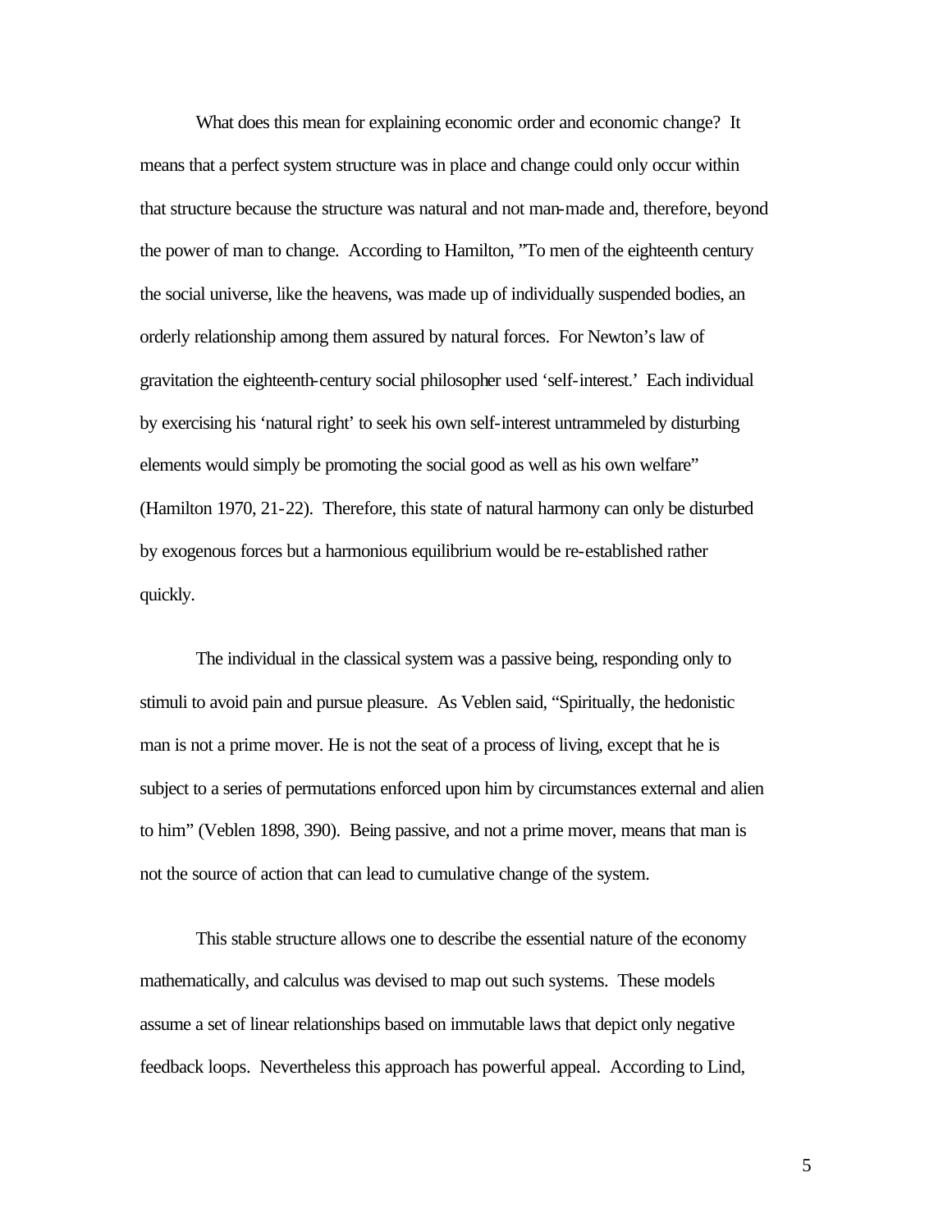What does this mean for explaining economic order and economic change? It means that a perfect system structure was in place and change could only occur within that structure because the structure was natural and not man-made and, therefore, beyond the power of man to change. According to Hamilton, "To men of the eighteenth century the social universe, like the heavens, was made up of individually suspended bodies, an orderly relationship among them assured by natural forces. For Newton's law of gravitation the eighteenth-century social philosopher used 'self-interest.' Each individual by exercising his 'natural right' to seek his own self-interest untrammeled by disturbing elements would simply be promoting the social good as well as his own welfare" (Hamilton 1970, 21-22). Therefore, this state of natural harmony can only be disturbed by exogenous forces but a harmonious equilibrium would be re-established rather quickly.

The individual in the classical system was a passive being, responding only to stimuli to avoid pain and pursue pleasure. As Veblen said, "Spiritually, the hedonistic man is not a prime mover. He is not the seat of a process of living, except that he is subject to a series of permutations enforced upon him by circumstances external and alien to him" (Veblen 1898, 390). Being passive, and not a prime mover, means that man is not the source of action that can lead to cumulative change of the system.

This stable structure allows one to describe the essential nature of the economy mathematically, and calculus was devised to map out such systems. These models assume a set of linear relationships based on immutable laws that depict only negative feedback loops. Nevertheless this approach has powerful appeal. According to Lind,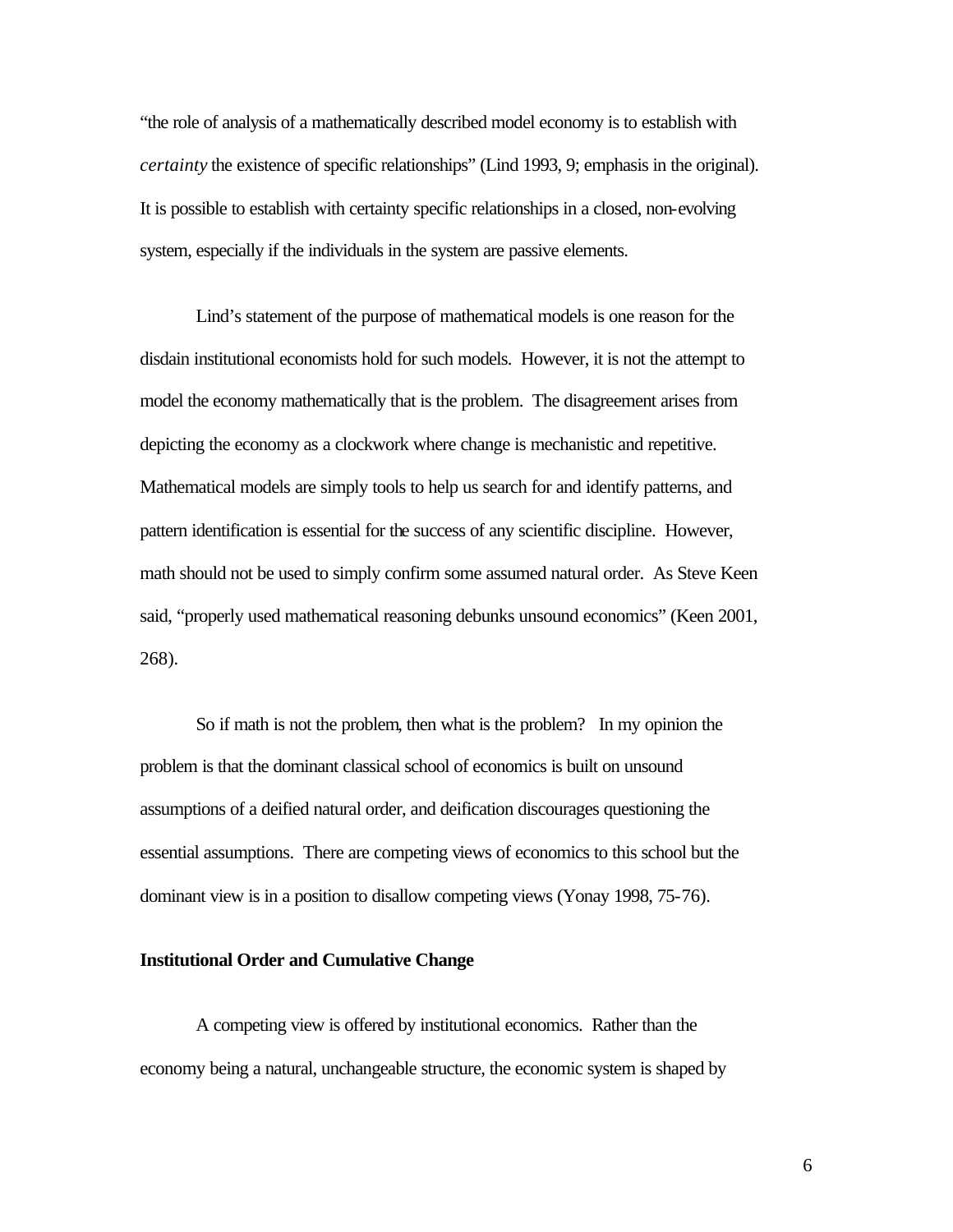"the role of analysis of a mathematically described model economy is to establish with *certainty* the existence of specific relationships" (Lind 1993, 9; emphasis in the original). It is possible to establish with certainty specific relationships in a closed, non-evolving system, especially if the individuals in the system are passive elements.

Lind's statement of the purpose of mathematical models is one reason for the disdain institutional economists hold for such models. However, it is not the attempt to model the economy mathematically that is the problem. The disagreement arises from depicting the economy as a clockwork where change is mechanistic and repetitive. Mathematical models are simply tools to help us search for and identify patterns, and pattern identification is essential for the success of any scientific discipline. However, math should not be used to simply confirm some assumed natural order. As Steve Keen said, "properly used mathematical reasoning debunks unsound economics" (Keen 2001, 268).

So if math is not the problem, then what is the problem? In my opinion the problem is that the dominant classical school of economics is built on unsound assumptions of a deified natural order, and deification discourages questioning the essential assumptions. There are competing views of economics to this school but the dominant view is in a position to disallow competing views (Yonay 1998, 75-76).

**Institutional Order and Cumulative Change**

A competing view is offered by institutional economics. Rather than the economy being a natural, unchangeable structure, the economic system is shaped by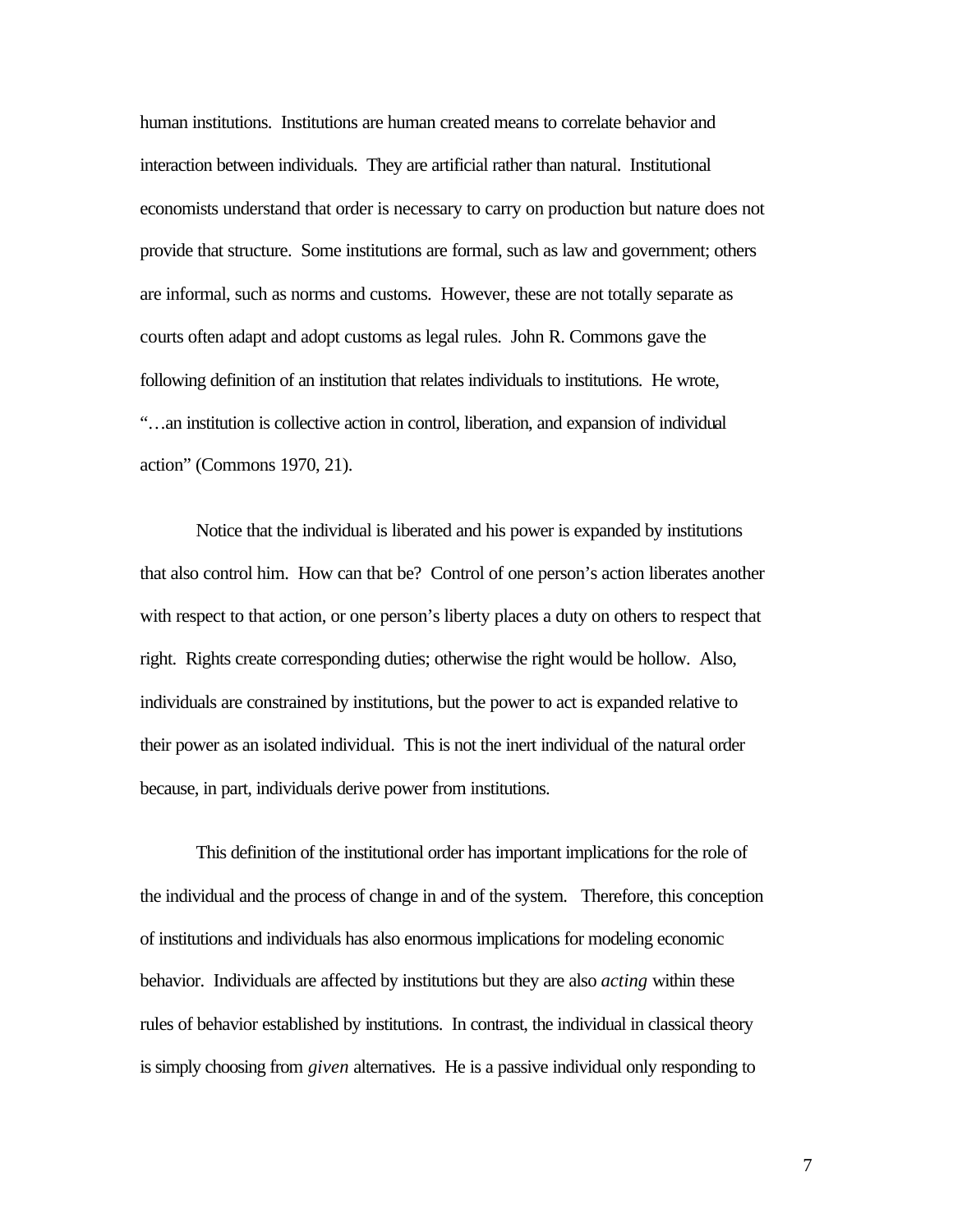human institutions. Institutions are human created means to correlate behavior and interaction between individuals. They are artificial rather than natural. Institutional economists understand that order is necessary to carry on production but nature does not provide that structure. Some institutions are formal, such as law and government; others are informal, such as norms and customs. However, these are not totally separate as courts often adapt and adopt customs as legal rules. John R. Commons gave the following definition of an institution that relates individuals to institutions. He wrote, "…an institution is collective action in control, liberation, and expansion of individual action" (Commons 1970, 21).

Notice that the individual is liberated and his power is expanded by institutions that also control him. How can that be? Control of one person's action liberates another with respect to that action, or one person's liberty places a duty on others to respect that right. Rights create corresponding duties; otherwise the right would be hollow. Also, individuals are constrained by institutions, but the power to act is expanded relative to their power as an isolated individual. This is not the inert individual of the natural order because, in part, individuals derive power from institutions.

This definition of the institutional order has important implications for the role of the individual and the process of change in and of the system. Therefore, this conception of institutions and individuals has also enormous implications for modeling economic behavior. Individuals are affected by institutions but they are also *acting* within these rules of behavior established by institutions. In contrast, the individual in classical theory is simply choosing from *given* alternatives. He is a passive individual only responding to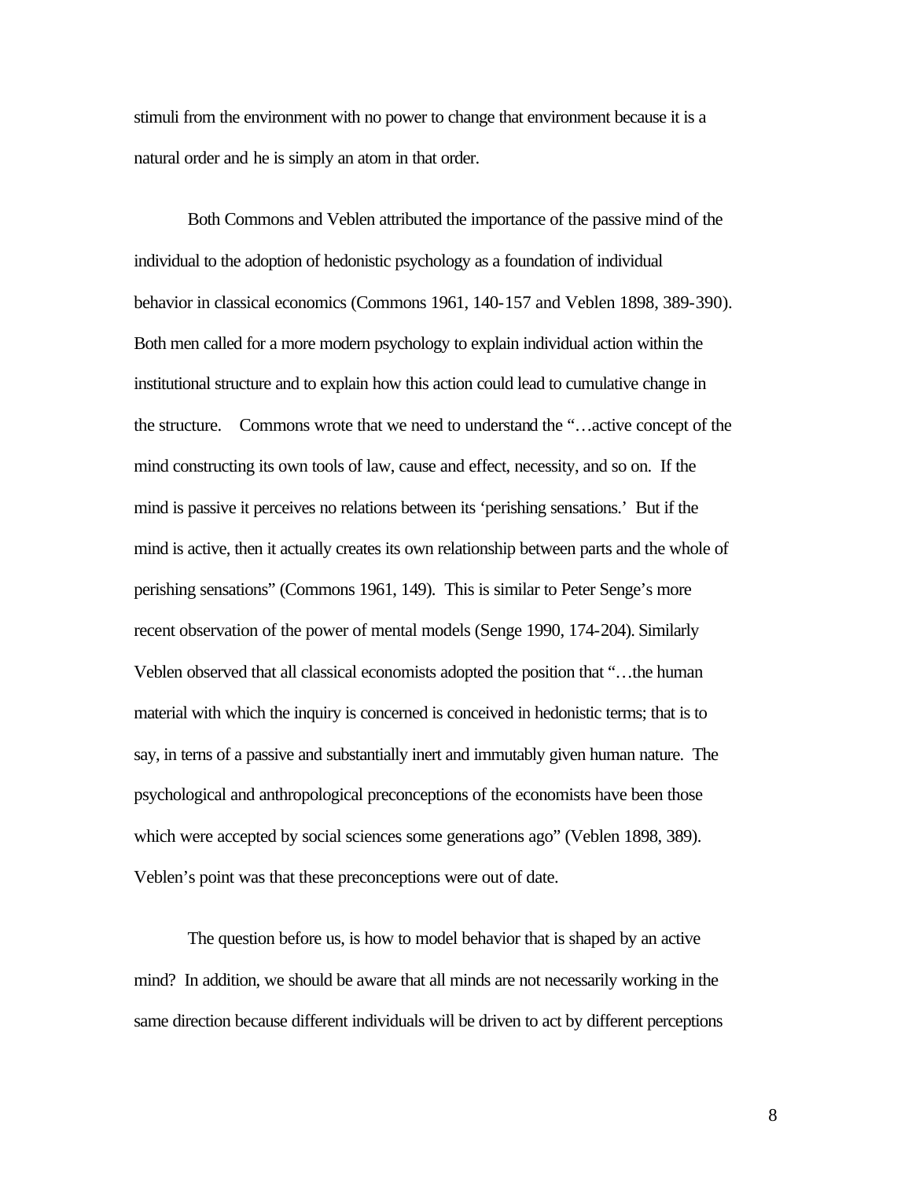stimuli from the environment with no power to change that environment because it is a natural order and he is simply an atom in that order.

Both Commons and Veblen attributed the importance of the passive mind of the individual to the adoption of hedonistic psychology as a foundation of individual behavior in classical economics (Commons 1961, 140-157 and Veblen 1898, 389-390). Both men called for a more modern psychology to explain individual action within the institutional structure and to explain how this action could lead to cumulative change in the structure. Commons wrote that we need to understand the "…active concept of the mind constructing its own tools of law, cause and effect, necessity, and so on. If the mind is passive it perceives no relations between its 'perishing sensations.' But if the mind is active, then it actually creates its own relationship between parts and the whole of perishing sensations" (Commons 1961, 149). This is similar to Peter Senge's more recent observation of the power of mental models (Senge 1990, 174-204). Similarly Veblen observed that all classical economists adopted the position that "…the human material with which the inquiry is concerned is conceived in hedonistic terms; that is to say, in terns of a passive and substantially inert and immutably given human nature. The psychological and anthropological preconceptions of the economists have been those which were accepted by social sciences some generations ago" (Veblen 1898, 389). Veblen's point was that these preconceptions were out of date.

The question before us, is how to model behavior that is shaped by an active mind? In addition, we should be aware that all minds are not necessarily working in the same direction because different individuals will be driven to act by different perceptions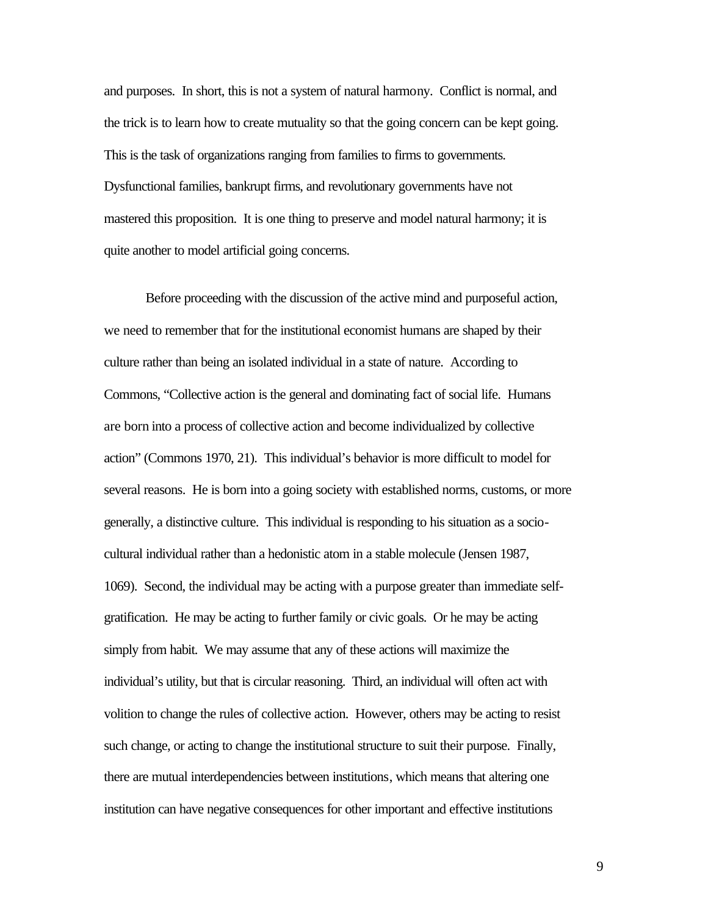and purposes. In short, this is not a system of natural harmony. Conflict is normal, and the trick is to learn how to create mutuality so that the going concern can be kept going. This is the task of organizations ranging from families to firms to governments. Dysfunctional families, bankrupt firms, and revolutionary governments have not mastered this proposition. It is one thing to preserve and model natural harmony; it is quite another to model artificial going concerns.

Before proceeding with the discussion of the active mind and purposeful action, we need to remember that for the institutional economist humans are shaped by their culture rather than being an isolated individual in a state of nature. According to Commons, "Collective action is the general and dominating fact of social life. Humans are born into a process of collective action and become individualized by collective action" (Commons 1970, 21). This individual's behavior is more difficult to model for several reasons. He is born into a going society with established norms, customs, or more generally, a distinctive culture. This individual is responding to his situation as a socio-cultural individual rather than a hedonistic atom in a stable molecule (Jensen 1987, 1069). Second, the individual may be acting with a purpose greater than immediate self-gratification. He may be acting to further family or civic goals. Or he may be acting simply from habit. We may assume that any of these actions will maximize the individual's utility, but that is circular reasoning. Third, an individual will often act with volition to change the rules of collective action. However, others may be acting to resist such change, or acting to change the institutional structure to suit their purpose. Finally, there are mutual interdependencies between institutions, which means that altering one institution can have negative consequences for other important and effective institutions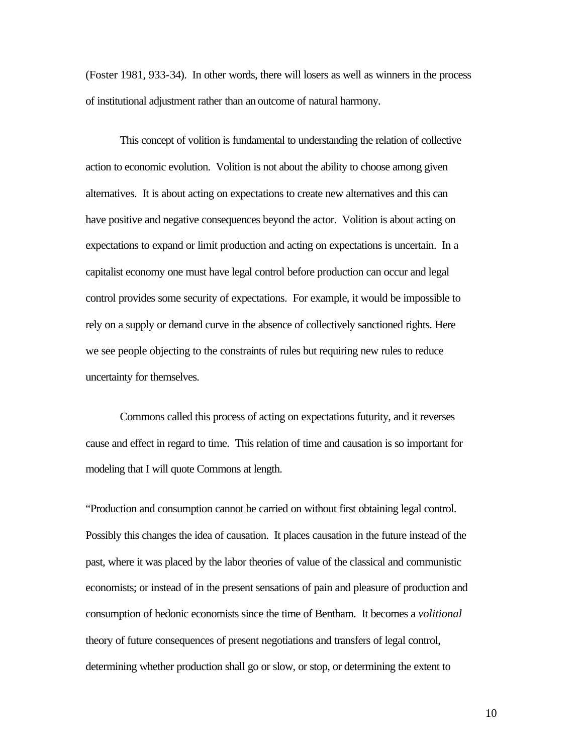(Foster 1981, 933-34). In other words, there will losers as well as winners in the process of institutional adjustment rather than an outcome of natural harmony.

This concept of volition is fundamental to understanding the relation of collective action to economic evolution. Volition is not about the ability to choose among given alternatives. It is about acting on expectations to create new alternatives and this can have positive and negative consequences beyond the actor. Volition is about acting on expectations to expand or limit production and acting on expectations is uncertain. In a capitalist economy one must have legal control before production can occur and legal control provides some security of expectations. For example, it would be impossible to rely on a supply or demand curve in the absence of collectively sanctioned rights. Here we see people objecting to the constraints of rules but requiring new rules to reduce uncertainty for themselves.

Commons called this process of acting on expectations futurity, and it reverses cause and effect in regard to time. This relation of time and causation is so important for modeling that I will quote Commons at length.

"Production and consumption cannot be carried on without first obtaining legal control. Possibly this changes the idea of causation. It places causation in the future instead of the past, where it was placed by the labor theories of value of the classical and communistic economists; or instead of in the present sensations of pain and pleasure of production and consumption of hedonic economists since the time of Bentham. It becomes a *volitional* theory of future consequences of present negotiations and transfers of legal control, determining whether production shall go or slow, or stop, or determining the extent to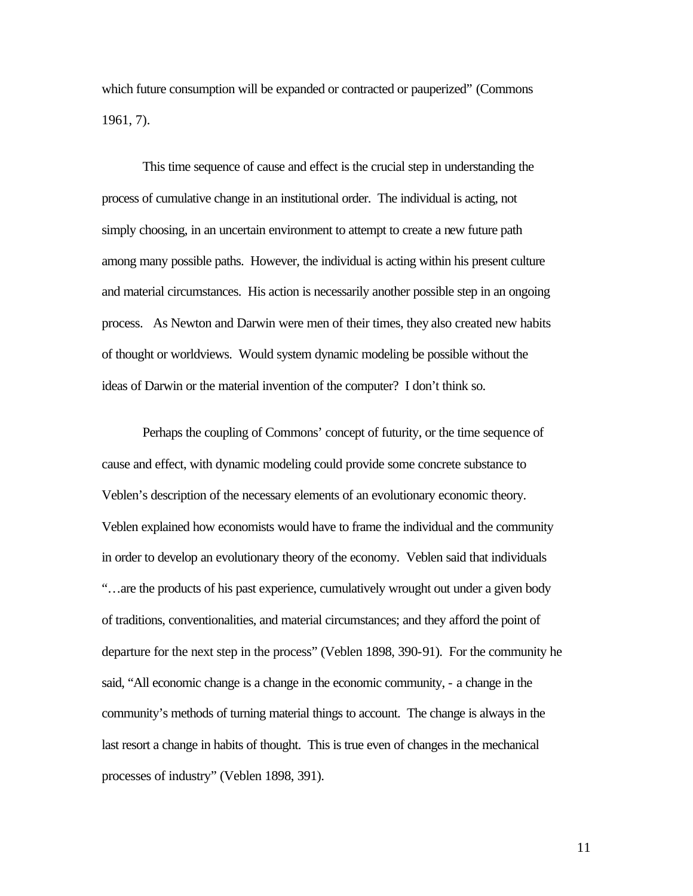which future consumption will be expanded or contracted or pauperized" (Commons 1961, 7).

This time sequence of cause and effect is the crucial step in understanding the process of cumulative change in an institutional order. The individual is acting, not simply choosing, in an uncertain environment to attempt to create a new future path among many possible paths. However, the individual is acting within his present culture and material circumstances. His action is necessarily another possible step in an ongoing process. As Newton and Darwin were men of their times, they also created new habits of thought or worldviews. Would system dynamic modeling be possible without the ideas of Darwin or the material invention of the computer? I don't think so.

Perhaps the coupling of Commons' concept of futurity, or the time sequence of cause and effect, with dynamic modeling could provide some concrete substance to Veblen's description of the necessary elements of an evolutionary economic theory. Veblen explained how economists would have to frame the individual and the community in order to develop an evolutionary theory of the economy. Veblen said that individuals "…are the products of his past experience, cumulatively wrought out under a given body of traditions, conventionalities, and material circumstances; and they afford the point of departure for the next step in the process" (Veblen 1898, 390-91). For the community he said, "All economic change is a change in the economic community, - a change in the community's methods of turning material things to account. The change is always in the last resort a change in habits of thought. This is true even of changes in the mechanical processes of industry" (Veblen 1898, 391).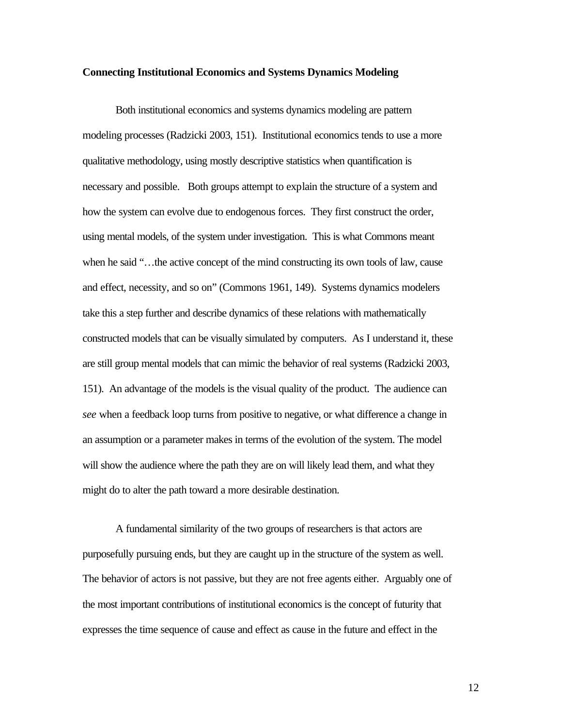**Connecting Institutional Economics and Systems Dynamics Modeling**

Both institutional economics and systems dynamics modeling are pattern modeling processes (Radzicki 2003, 151). Institutional economics tends to use a more qualitative methodology, using mostly descriptive statistics when quantification is necessary and possible. Both groups attempt to explain the structure of a system and how the system can evolve due to endogenous forces. They first construct the order, using mental models, of the system under investigation. This is what Commons meant when he said "…the active concept of the mind constructing its own tools of law, cause and effect, necessity, and so on" (Commons 1961, 149). Systems dynamics modelers take this a step further and describe dynamics of these relations with mathematically constructed models that can be visually simulated by computers. As I understand it, these are still group mental models that can mimic the behavior of real systems (Radzicki 2003, 151). An advantage of the models is the visual quality of the product. The audience can *see* when a feedback loop turns from positive to negative, or what difference a change in an assumption or a parameter makes in terms of the evolution of the system. The model will show the audience where the path they are on will likely lead them, and what they might do to alter the path toward a more desirable destination.

A fundamental similarity of the two groups of researchers is that actors are purposefully pursuing ends, but they are caught up in the structure of the system as well. The behavior of actors is not passive, but they are not free agents either. Arguably one of the most important contributions of institutional economics is the concept of futurity that expresses the time sequence of cause and effect as cause in the future and effect in the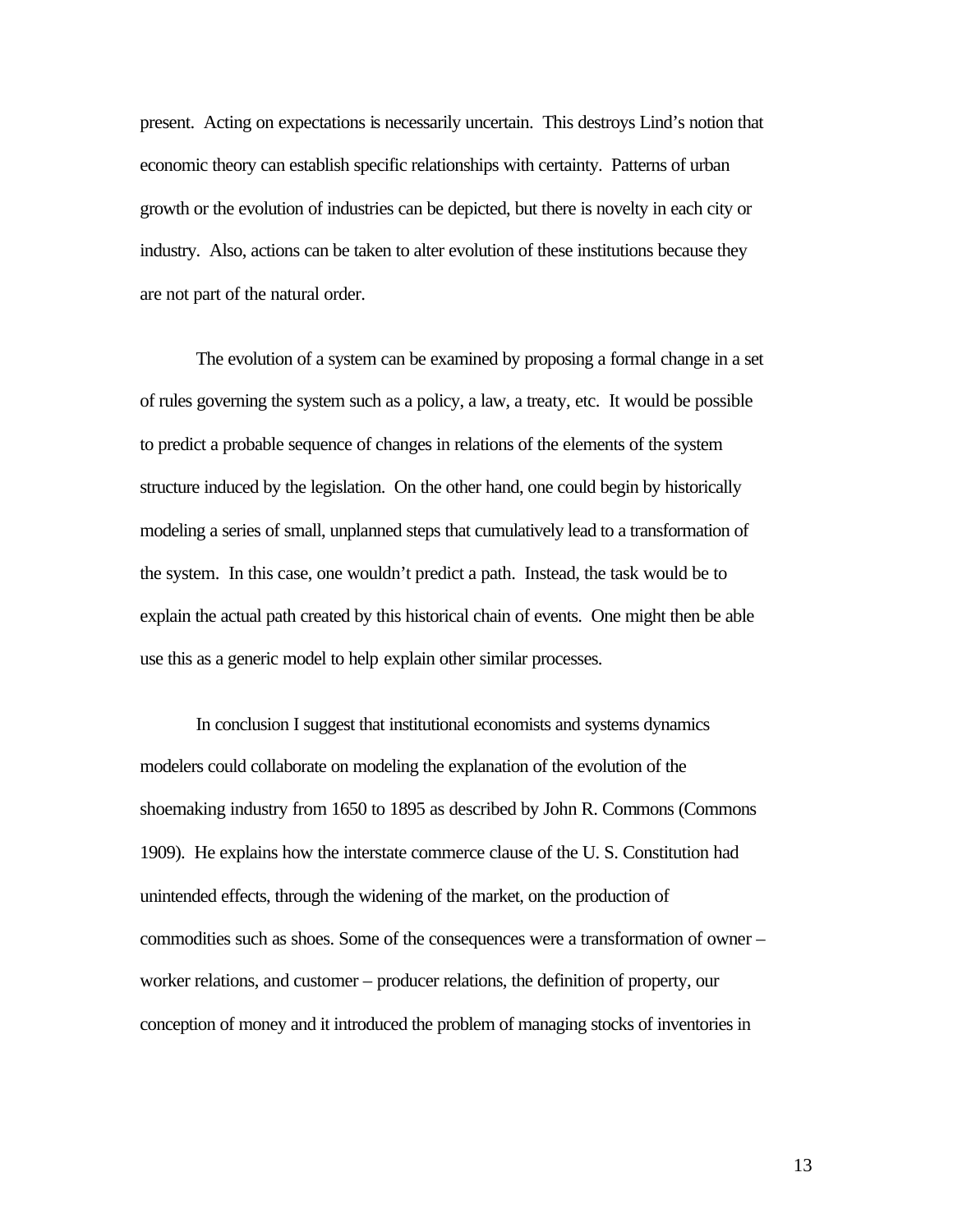present. Acting on expectations is necessarily uncertain. This destroys Lind's notion that economic theory can establish specific relationships with certainty. Patterns of urban growth or the evolution of industries can be depicted, but there is novelty in each city or industry. Also, actions can be taken to alter evolution of these institutions because they are not part of the natural order.

The evolution of a system can be examined by proposing a formal change in a set of rules governing the system such as a policy, a law, a treaty, etc. It would be possible to predict a probable sequence of changes in relations of the elements of the system structure induced by the legislation. On the other hand, one could begin by historically modeling a series of small, unplanned steps that cumulatively lead to a transformation of the system. In this case, one wouldn't predict a path. Instead, the task would be to explain the actual path created by this historical chain of events. One might then be able use this as a generic model to help explain other similar processes.

In conclusion I suggest that institutional economists and systems dynamics modelers could collaborate on modeling the explanation of the evolution of the shoemaking industry from 1650 to 1895 as described by John R. Commons (Commons 1909). He explains how the interstate commerce clause of the U. S. Constitution had unintended effects, through the widening of the market, on the production of commodities such as shoes. Some of the consequences were a transformation of owner – worker relations, and customer – producer relations, the definition of property, our conception of money and it introduced the problem of managing stocks of inventories in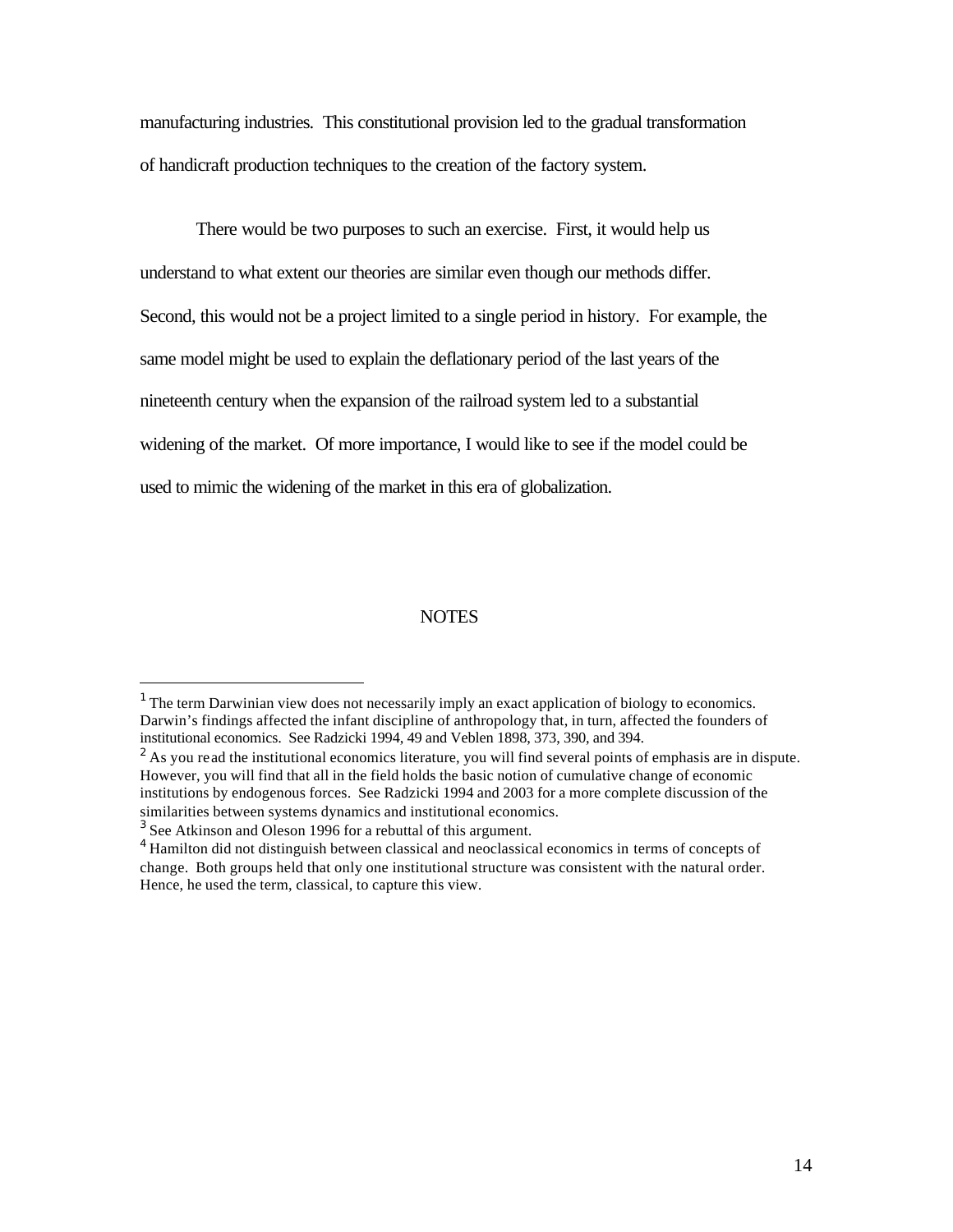manufacturing industries. This constitutional provision led to the gradual transformation of handicraft production techniques to the creation of the factory system.

There would be two purposes to such an exercise. First, it would help us understand to what extent our theories are similar even though our methods differ. Second, this would not be a project limited to a single period in history. For example, the same model might be used to explain the deflationary period of the last years of the nineteenth century when the expansion of the railroad system led to a substantial widening of the market. Of more importance, I would like to see if the model could be used to mimic the widening of the market in this era of globalization.

## NOTES

[1] The term Darwinian view does not necessarily imply an exact application of biology to economics. Darwin's findings affected the infant discipline of anthropology that, in turn, affected the founders of institutional economics. See Radzicki 1994, 49 and Veblen 1898, 373, 390, and 394.

[2] As you read the institutional economics literature, you will find several points of emphasis are in dispute. However, you will find that all in the field holds the basic notion of cumulative change of economic institutions by endogenous forces. See Radzicki 1994 and 2003 for a more complete discussion of the similarities between systems dynamics and institutional economics.

[3] See Atkinson and Oleson 1996 for a rebuttal of this argument.

[4] Hamilton did not distinguish between classical and neoclassical economics in terms of concepts of change. Both groups held that only one institutional structure was consistent with the natural order. Hence, he used the term, classical, to capture this view.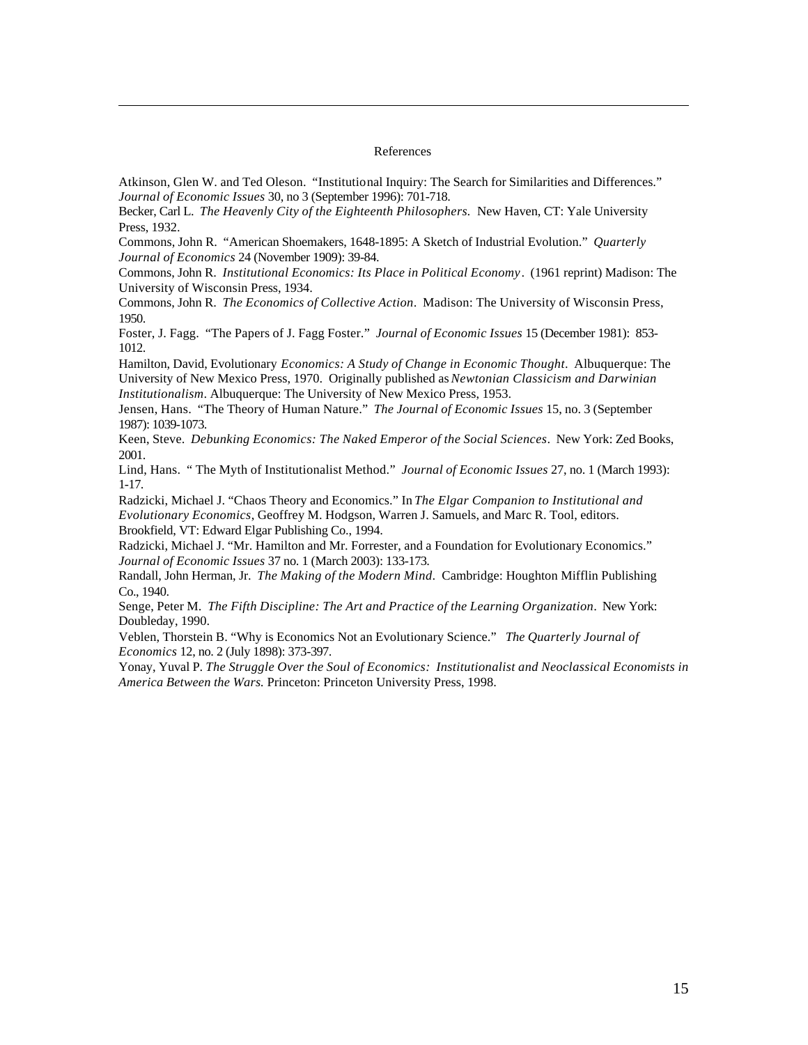## References

Atkinson, Glen W. and Ted Oleson. "Institutional Inquiry: The Search for Similarities and Differences." *Journal of Economic Issues* 30, no 3 (September 1996): 701-718.

Becker, Carl L. *The Heavenly City of the Eighteenth Philosophers.* New Haven, CT: Yale University Press, 1932.

Commons, John R. "American Shoemakers, 1648-1895: A Sketch of Industrial Evolution." *Quarterly Journal of Economics* 24 (November 1909): 39-84.

Commons, John R. *Institutional Economics: Its Place in Political Economy*. (1961 reprint) Madison: The University of Wisconsin Press, 1934.

Commons, John R. *The Economics of Collective Action*. Madison: The University of Wisconsin Press, 1950.

Foster, J. Fagg. "The Papers of J. Fagg Foster." *Journal of Economic Issues* 15 (December 1981): 853-1012.

Hamilton, David, Evolutionary *Economics: A Study of Change in Economic Thought*. Albuquerque: The University of New Mexico Press, 1970. Originally published as *Newtonian Classicism and Darwinian Institutionalism*. Albuquerque: The University of New Mexico Press, 1953.

Jensen, Hans. "The Theory of Human Nature." *The Journal of Economic Issues* 15, no. 3 (September 1987): 1039-1073.

Keen, Steve. *Debunking Economics: The Naked Emperor of the Social Sciences*. New York: Zed Books, 2001.

Lind, Hans. " The Myth of Institutionalist Method." *Journal of Economic Issues* 27, no. 1 (March 1993): 1-17.

Radzicki, Michael J. "Chaos Theory and Economics." In *The Elgar Companion to Institutional and Evolutionary Economics*, Geoffrey M. Hodgson, Warren J. Samuels, and Marc R. Tool, editors. Brookfield, VT: Edward Elgar Publishing Co., 1994.

Radzicki, Michael J. "Mr. Hamilton and Mr. Forrester, and a Foundation for Evolutionary Economics." *Journal of Economic Issues* 37 no. 1 (March 2003): 133-173.

Randall, John Herman, Jr. *The Making of the Modern Mind*. Cambridge: Houghton Mifflin Publishing Co., 1940.

Senge, Peter M. *The Fifth Discipline: The Art and Practice of the Learning Organization*. New York: Doubleday, 1990.

Veblen, Thorstein B. "Why is Economics Not an Evolutionary Science." *The Quarterly Journal of Economics* 12, no. 2 (July 1898): 373-397.

Yonay, Yuval P. *The Struggle Over the Soul of Economics: Institutionalist and Neoclassical Economists in America Between the Wars.* Princeton: Princeton University Press, 1998.